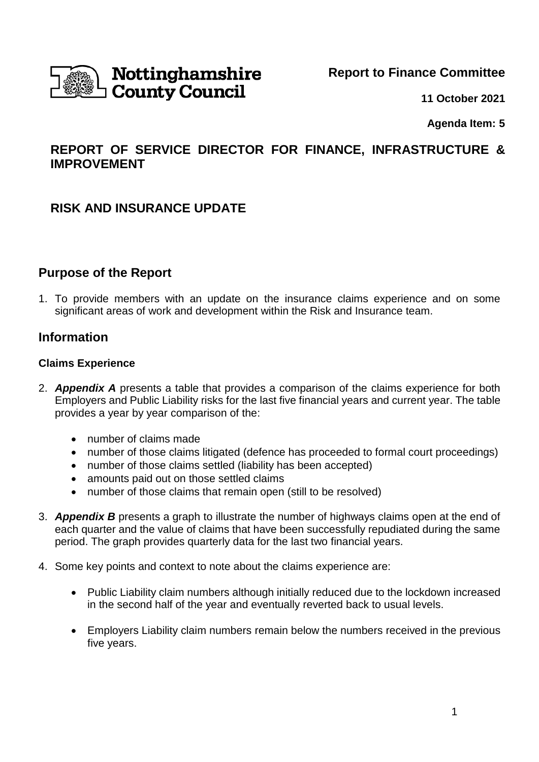Nottinghamshire County Council

**Report to Finance Committee**

**11 October 2021**

**Agenda Item: 5**

## REPORT OF SERVICE DIRECTOR FOR FINANCE, INFRASTRUCTURE & IMPROVEMENT

## RISK AND INSURANCE UPDATE

## Purpose of the Report

1. To provide members with an update on the insurance claims experience and on some significant areas of work and development within the Risk and Insurance team.

## Information

### Claims Experience

2. ***Appendix A*** presents a table that provides a comparison of the claims experience for both Employers and Public Liability risks for the last five financial years and current year. The table provides a year by year comparison of the:

   - number of claims made
   - number of those claims litigated (defence has proceeded to formal court proceedings)
   - number of those claims settled (liability has been accepted)
   - amounts paid out on those settled claims
   - number of those claims that remain open (still to be resolved)

3. ***Appendix B*** presents a graph to illustrate the number of highways claims open at the end of each quarter and the value of claims that have been successfully repudiated during the same period. The graph provides quarterly data for the last two financial years.

4. Some key points and context to note about the claims experience are:

   - Public Liability claim numbers although initially reduced due to the lockdown increased in the second half of the year and eventually reverted back to usual levels.

   - Employers Liability claim numbers remain below the numbers received in the previous five years.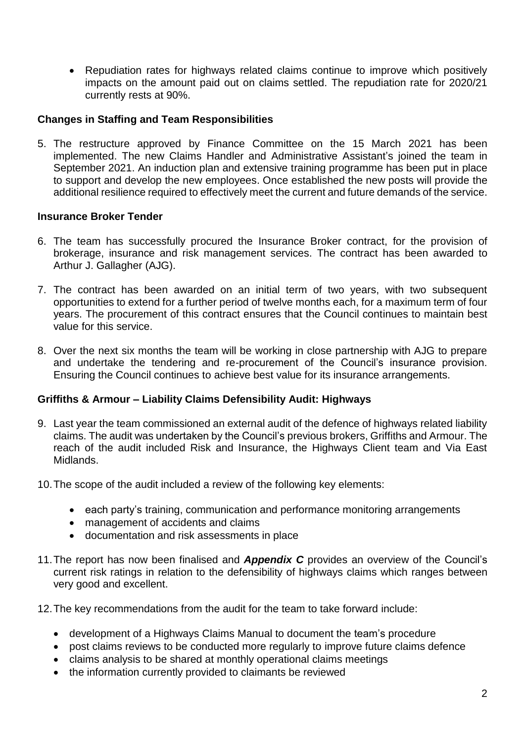- Repudiation rates for highways related claims continue to improve which positively impacts on the amount paid out on claims settled. The repudiation rate for 2020/21 currently rests at 90%.

**Changes in Staffing and Team Responsibilities**

5. The restructure approved by Finance Committee on the 15 March 2021 has been implemented. The new Claims Handler and Administrative Assistant's joined the team in September 2021. An induction plan and extensive training programme has been put in place to support and develop the new employees. Once established the new posts will provide the additional resilience required to effectively meet the current and future demands of the service.

**Insurance Broker Tender**

6. The team has successfully procured the Insurance Broker contract, for the provision of brokerage, insurance and risk management services. The contract has been awarded to Arthur J. Gallagher (AJG).

7. The contract has been awarded on an initial term of two years, with two subsequent opportunities to extend for a further period of twelve months each, for a maximum term of four years. The procurement of this contract ensures that the Council continues to maintain best value for this service.

8. Over the next six months the team will be working in close partnership with AJG to prepare and undertake the tendering and re-procurement of the Council's insurance provision. Ensuring the Council continues to achieve best value for its insurance arrangements.

**Griffiths & Armour – Liability Claims Defensibility Audit: Highways**

9. Last year the team commissioned an external audit of the defence of highways related liability claims. The audit was undertaken by the Council's previous brokers, Griffiths and Armour. The reach of the audit included Risk and Insurance, the Highways Client team and Via East Midlands.

10. The scope of the audit included a review of the following key elements:

    - each party's training, communication and performance monitoring arrangements
    - management of accidents and claims
    - documentation and risk assessments in place

11. The report has now been finalised and ***Appendix C*** provides an overview of the Council's current risk ratings in relation to the defensibility of highways claims which ranges between very good and excellent.

12. The key recommendations from the audit for the team to take forward include:

    - development of a Highways Claims Manual to document the team's procedure
    - post claims reviews to be conducted more regularly to improve future claims defence
    - claims analysis to be shared at monthly operational claims meetings
    - the information currently provided to claimants be reviewed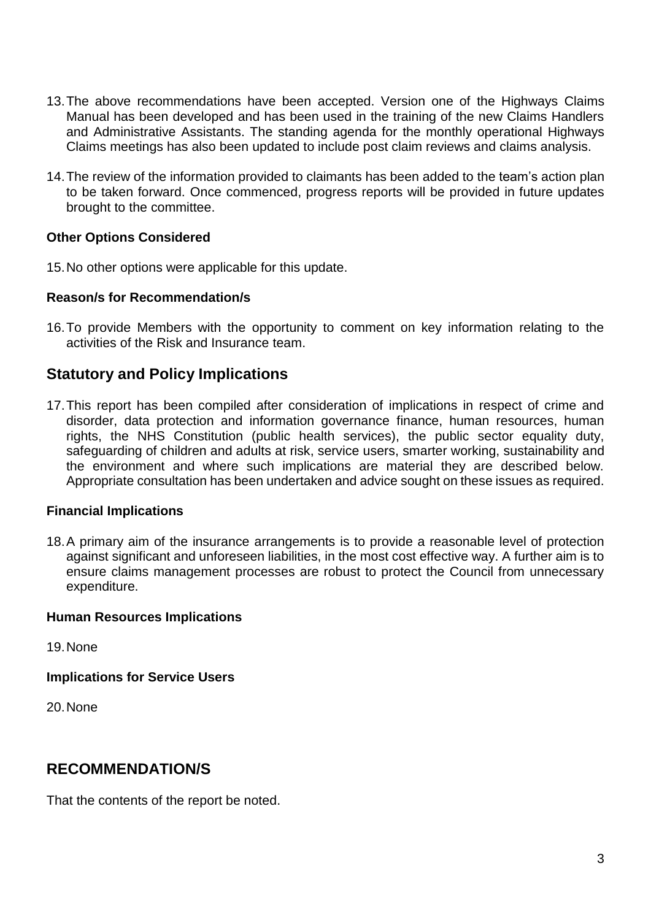13. The above recommendations have been accepted. Version one of the Highways Claims Manual has been developed and has been used in the training of the new Claims Handlers and Administrative Assistants. The standing agenda for the monthly operational Highways Claims meetings has also been updated to include post claim reviews and claims analysis.

14. The review of the information provided to claimants has been added to the team's action plan to be taken forward. Once commenced, progress reports will be provided in future updates brought to the committee.

**Other Options Considered**

15. No other options were applicable for this update.

**Reason/s for Recommendation/s**

16. To provide Members with the opportunity to comment on key information relating to the activities of the Risk and Insurance team.

## Statutory and Policy Implications

17. This report has been compiled after consideration of implications in respect of crime and disorder, data protection and information governance finance, human resources, human rights, the NHS Constitution (public health services), the public sector equality duty, safeguarding of children and adults at risk, service users, smarter working, sustainability and the environment and where such implications are material they are described below. Appropriate consultation has been undertaken and advice sought on these issues as required.

**Financial Implications**

18. A primary aim of the insurance arrangements is to provide a reasonable level of protection against significant and unforeseen liabilities, in the most cost effective way. A further aim is to ensure claims management processes are robust to protect the Council from unnecessary expenditure.

**Human Resources Implications**

19. None

**Implications for Service Users**

20. None

## RECOMMENDATION/S

That the contents of the report be noted.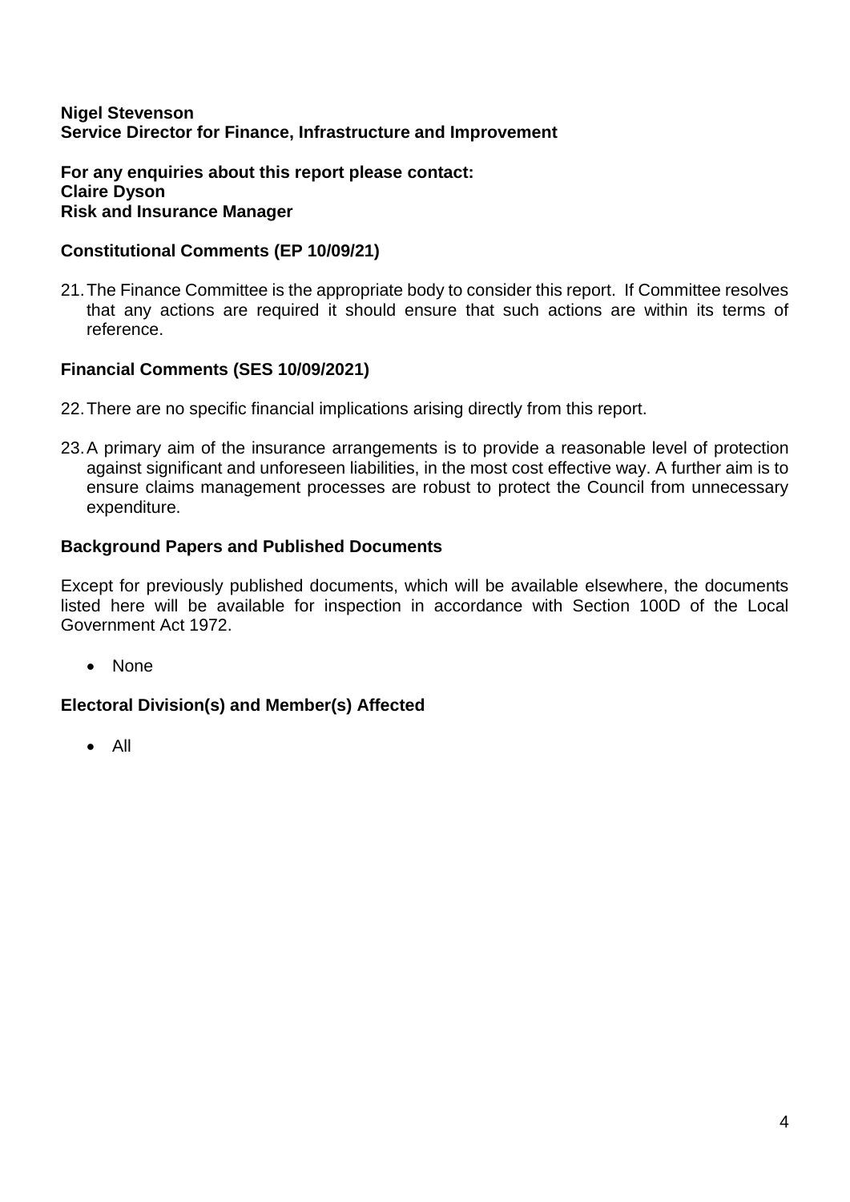**Nigel Stevenson**
**Service Director for Finance, Infrastructure and Improvement**

**For any enquiries about this report please contact:**
**Claire Dyson**
**Risk and Insurance Manager**

### Constitutional Comments (EP 10/09/21)

21. The Finance Committee is the appropriate body to consider this report. If Committee resolves that any actions are required it should ensure that such actions are within its terms of reference.

### Financial Comments (SES 10/09/2021)

22. There are no specific financial implications arising directly from this report.

23. A primary aim of the insurance arrangements is to provide a reasonable level of protection against significant and unforeseen liabilities, in the most cost effective way. A further aim is to ensure claims management processes are robust to protect the Council from unnecessary expenditure.

### Background Papers and Published Documents

Except for previously published documents, which will be available elsewhere, the documents listed here will be available for inspection in accordance with Section 100D of the Local Government Act 1972.

- None

### Electoral Division(s) and Member(s) Affected

- All